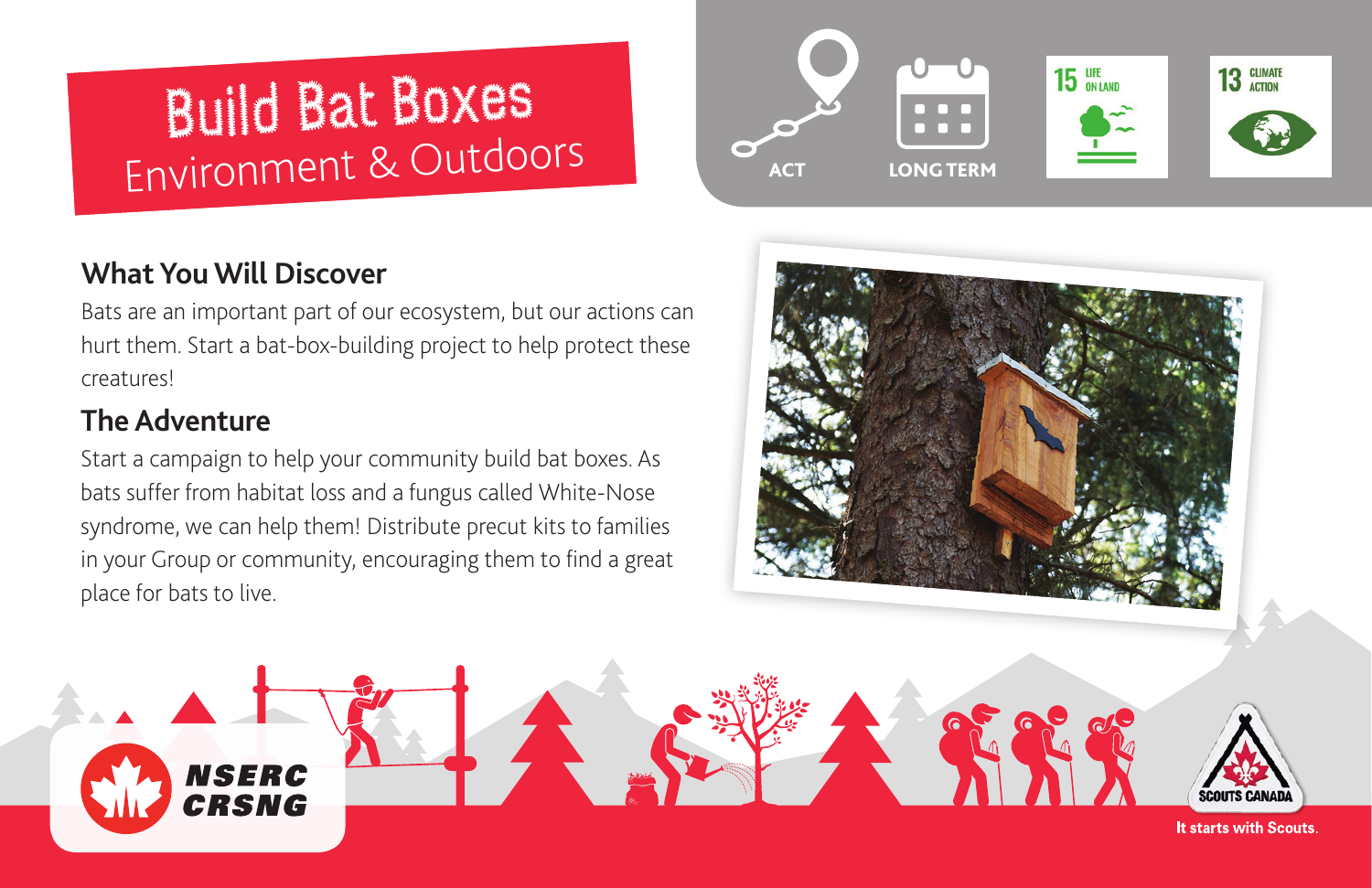# Build Bat Boxes

Environment & Outdoors

ACT

LONG TERM

15 LIFE ON LAND

13 CLIMATE ACTION

## What You Will Discover

Bats are an important part of our ecosystem, but our actions can hurt them. Start a bat-box-building project to help protect these creatures!

## The Adventure

Start a campaign to help your community build bat boxes. As bats suffer from habitat loss and a fungus called White-Nose syndrome, we can help them! Distribute precut kits to families in your Group or community, encouraging them to find a great place for bats to live.

NSERC CRSNG

SCOUTS CANADA

It starts with Scouts.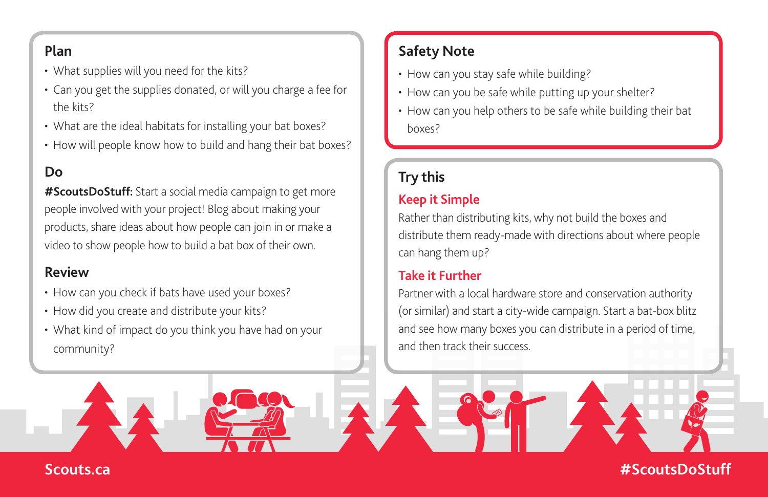## Plan

- What supplies will you need for the kits?
- Can you get the supplies donated, or will you charge a fee for the kits?
- What are the ideal habitats for installing your bat boxes?
- How will people know how to build and hang their bat boxes?

## Do

**#ScoutsDoStuff:** Start a social media campaign to get more people involved with your project! Blog about making your products, share ideas about how people can join in or make a video to show people how to build a bat box of their own.

## Review

- How can you check if bats have used your boxes?
- How did you create and distribute your kits?
- What kind of impact do you think you have had on your community?

## Safety Note

- How can you stay safe while building?
- How can you be safe while putting up your shelter?
- How can you help others to be safe while building their bat boxes?

## Try this

### Keep it Simple

Rather than distributing kits, why not build the boxes and distribute them ready-made with directions about where people can hang them up?

### Take it Further

Partner with a local hardware store and conservation authority (or similar) and start a city-wide campaign. Start a bat-box blitz and see how many boxes you can distribute in a period of time, and then track their success.

Scouts.ca

#ScoutsDoStuff